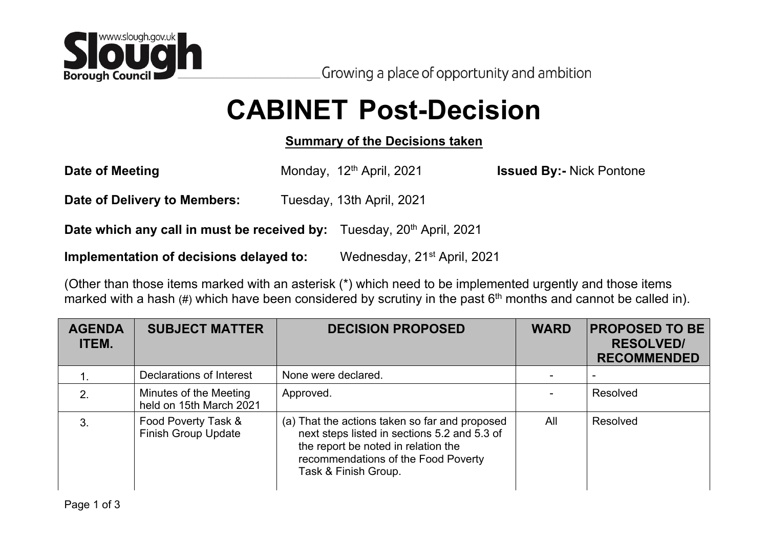Slough Borough Council — www.slough.gov.uk

Growing a place of opportunity and ambition

# CABINET Post-Decision

**Summary of the Decisions taken**

**Date of Meeting** Monday, 12th April, 2021 **Issued By:-** Nick Pontone

**Date of Delivery to Members:** Tuesday, 13th April, 2021

**Date which any call in must be received by:** Tuesday, 20th April, 2021

**Implementation of decisions delayed to:** Wednesday, 21st April, 2021

(Other than those items marked with an asterisk (*) which need to be implemented urgently and those items marked with a hash (#) which have been considered by scrutiny in the past 6th months and cannot be called in).

| AGENDA ITEM. | SUBJECT MATTER | DECISION PROPOSED | WARD | PROPOSED TO BE RESOLVED/ RECOMMENDED |
| --- | --- | --- | --- | --- |
| 1. | Declarations of Interest | None were declared. | - | - |
| 2. | Minutes of the Meeting held on 15th March 2021 | Approved. | - | Resolved |
| 3. | Food Poverty Task & Finish Group Update | (a) That the actions taken so far and proposed next steps listed in sections 5.2 and 5.3 of the report be noted in relation the recommendations of the Food Poverty Task & Finish Group. | All | Resolved |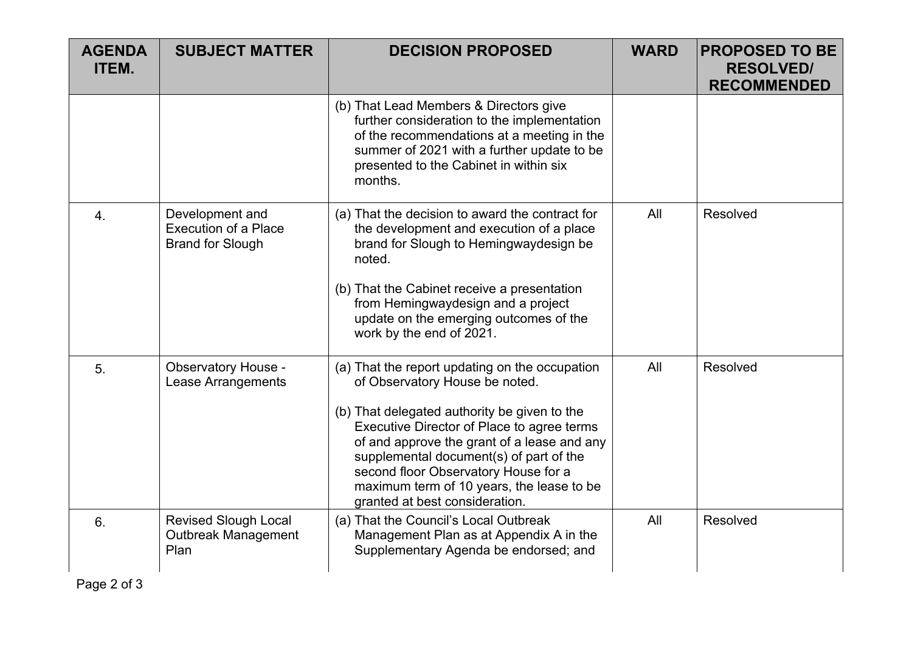| AGENDA ITEM. | SUBJECT MATTER | DECISION PROPOSED | WARD | PROPOSED TO BE RESOLVED/ RECOMMENDED |
|---|---|---|---|---|
| | | (b) That Lead Members & Directors give further consideration to the implementation of the recommendations at a meeting in the summer of 2021 with a further update to be presented to the Cabinet in within six months. | | |
| 4. | Development and Execution of a Place Brand for Slough | (a) That the decision to award the contract for the development and execution of a place brand for Slough to Hemingwaydesign be noted.<br><br>(b) That the Cabinet receive a presentation from Hemingwaydesign and a project update on the emerging outcomes of the work by the end of 2021. | All | Resolved |
| 5. | Observatory House - Lease Arrangements | (a) That the report updating on the occupation of Observatory House be noted.<br><br>(b) That delegated authority be given to the Executive Director of Place to agree terms of and approve the grant of a lease and any supplemental document(s) of part of the second floor Observatory House for a maximum term of 10 years, the lease to be granted at best consideration. | All | Resolved |
| 6. | Revised Slough Local Outbreak Management Plan | (a) That the Council's Local Outbreak Management Plan as at Appendix A in the Supplementary Agenda be endorsed; and | All | Resolved |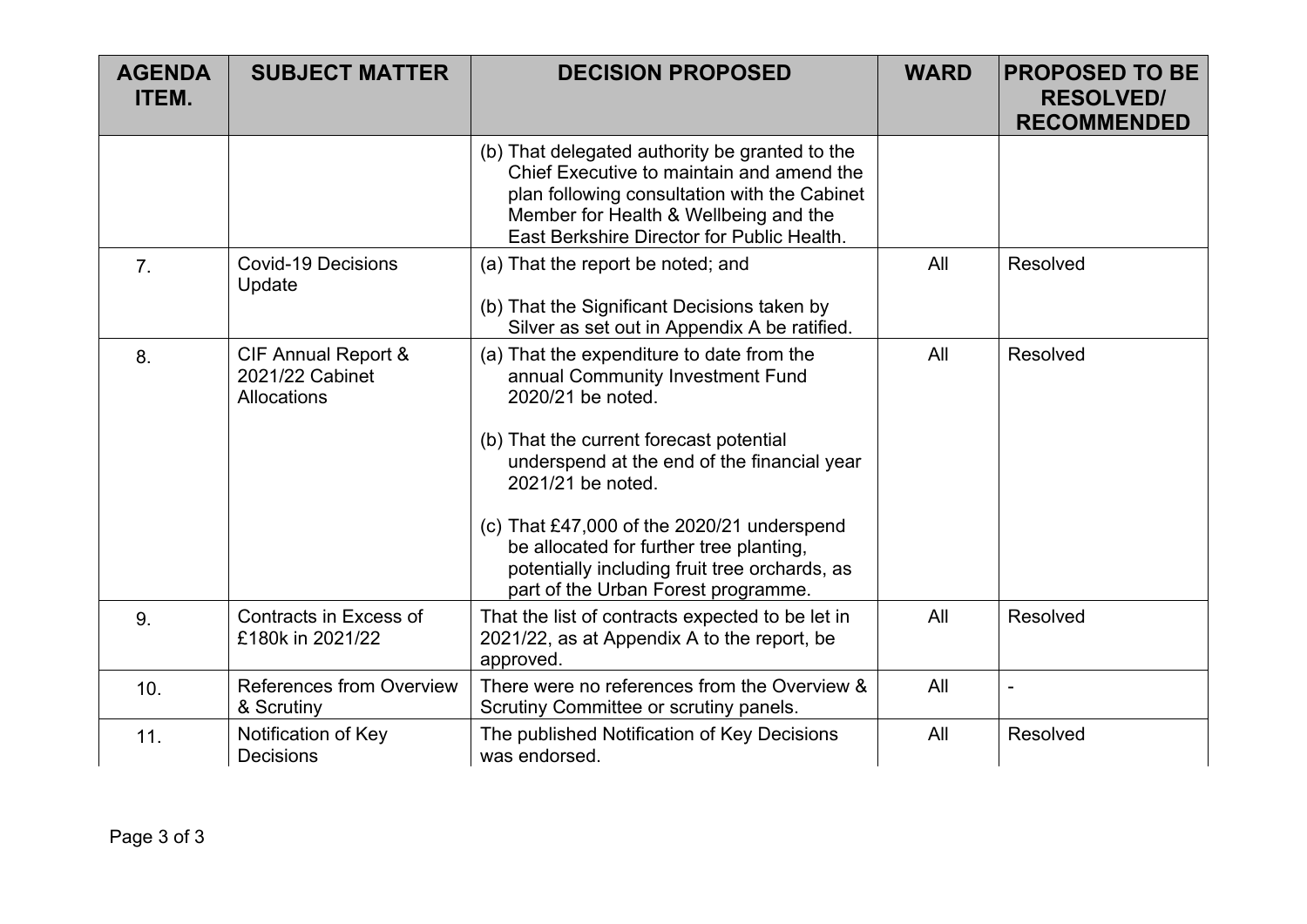| AGENDA ITEM. | SUBJECT MATTER | DECISION PROPOSED | WARD | PROPOSED TO BE RESOLVED/ RECOMMENDED |
|---|---|---|---|---|
| | | (b) That delegated authority be granted to the Chief Executive to maintain and amend the plan following consultation with the Cabinet Member for Health & Wellbeing and the East Berkshire Director for Public Health. | | |
| 7. | Covid-19 Decisions Update | (a) That the report be noted; and<br><br>(b) That the Significant Decisions taken by Silver as set out in Appendix A be ratified. | All | Resolved |
| 8. | CIF Annual Report & 2021/22 Cabinet Allocations | (a) That the expenditure to date from the annual Community Investment Fund 2020/21 be noted.<br><br>(b) That the current forecast potential underspend at the end of the financial year 2021/21 be noted.<br><br>(c) That £47,000 of the 2020/21 underspend be allocated for further tree planting, potentially including fruit tree orchards, as part of the Urban Forest programme. | All | Resolved |
| 9. | Contracts in Excess of £180k in 2021/22 | That the list of contracts expected to be let in 2021/22, as at Appendix A to the report, be approved. | All | Resolved |
| 10. | References from Overview & Scrutiny | There were no references from the Overview & Scrutiny Committee or scrutiny panels. | All | - |
| 11. | Notification of Key Decisions | The published Notification of Key Decisions was endorsed. | All | Resolved |